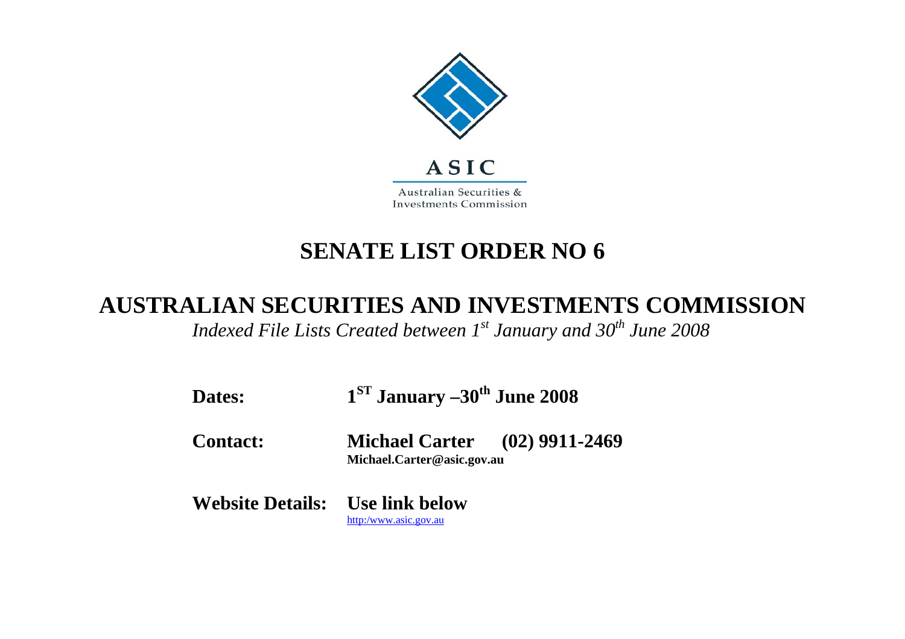ASIC

Australian Securities & Investments Commission

# SENATE LIST ORDER NO 6

# AUSTRALIAN SECURITIES AND INVESTMENTS COMMISSION

*Indexed File Lists Created between 1st January and 30th June 2008*

**Dates:** **1ST January –30th June 2008**

**Contact:** **Michael Carter (02) 9911-2469**
**Michael.Carter@asic.gov.au**

**Website Details:** **Use link below**
http:/www.asic.gov.au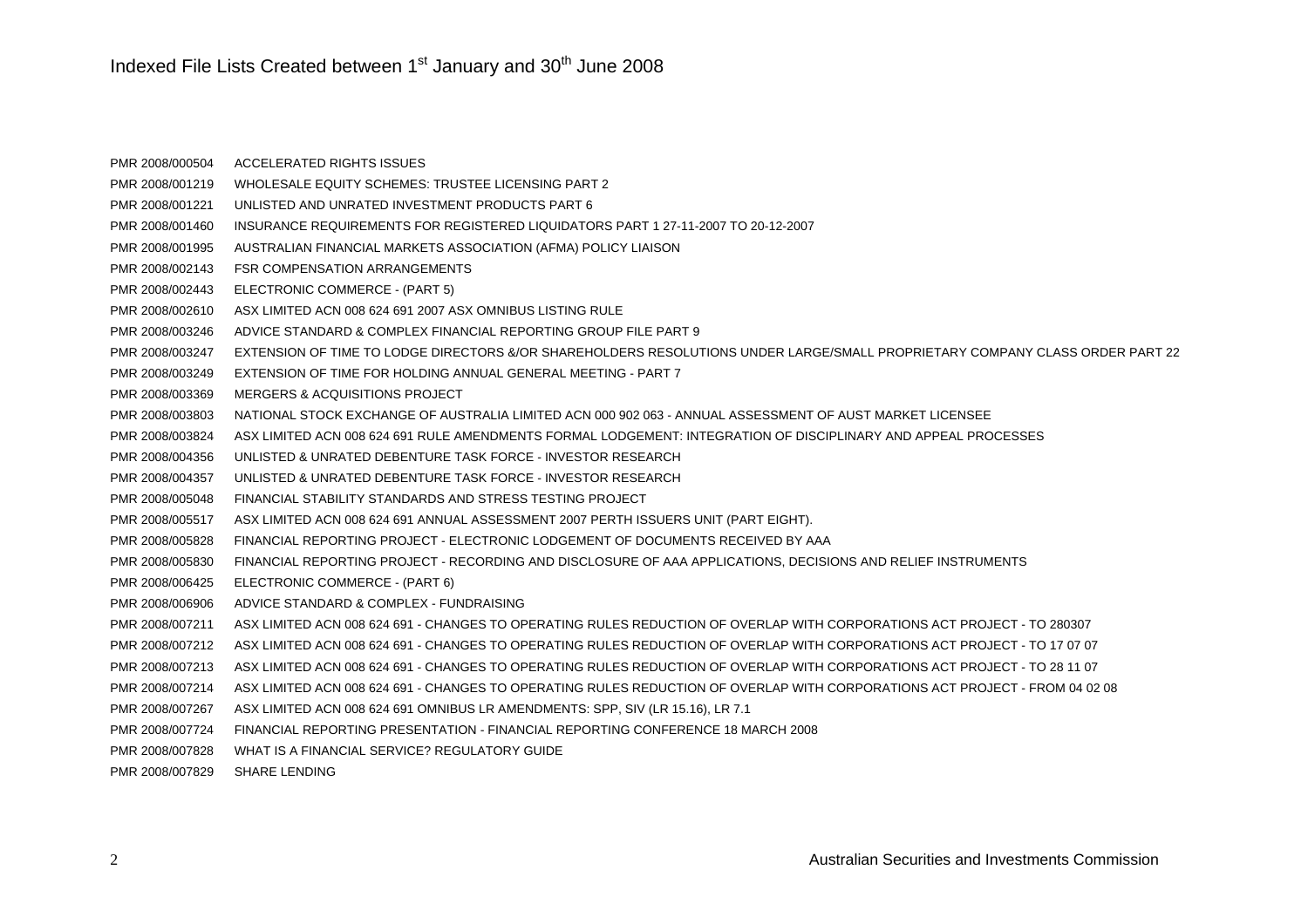# Indexed File Lists Created between 1[st] January and 30[th] June 2008

| | |
|---|---|
| PMR 2008/000504 | ACCELERATED RIGHTS ISSUES |
| PMR 2008/001219 | WHOLESALE EQUITY SCHEMES: TRUSTEE LICENSING PART 2 |
| PMR 2008/001221 | UNLISTED AND UNRATED INVESTMENT PRODUCTS PART 6 |
| PMR 2008/001460 | INSURANCE REQUIREMENTS FOR REGISTERED LIQUIDATORS PART 1 27-11-2007 TO 20-12-2007 |
| PMR 2008/001995 | AUSTRALIAN FINANCIAL MARKETS ASSOCIATION (AFMA) POLICY LIAISON |
| PMR 2008/002143 | FSR COMPENSATION ARRANGEMENTS |
| PMR 2008/002443 | ELECTRONIC COMMERCE - (PART 5) |
| PMR 2008/002610 | ASX LIMITED ACN 008 624 691 2007 ASX OMNIBUS LISTING RULE |
| PMR 2008/003246 | ADVICE STANDARD & COMPLEX FINANCIAL REPORTING GROUP FILE PART 9 |
| PMR 2008/003247 | EXTENSION OF TIME TO LODGE DIRECTORS &/OR SHAREHOLDERS RESOLUTIONS UNDER LARGE/SMALL PROPRIETARY COMPANY CLASS ORDER PART 22 |
| PMR 2008/003249 | EXTENSION OF TIME FOR HOLDING ANNUAL GENERAL MEETING - PART 7 |
| PMR 2008/003369 | MERGERS & ACQUISITIONS PROJECT |
| PMR 2008/003803 | NATIONAL STOCK EXCHANGE OF AUSTRALIA LIMITED ACN 000 902 063 - ANNUAL ASSESSMENT OF AUST MARKET LICENSEE |
| PMR 2008/003824 | ASX LIMITED ACN 008 624 691 RULE AMENDMENTS FORMAL LODGEMENT: INTEGRATION OF DISCIPLINARY AND APPEAL PROCESSES |
| PMR 2008/004356 | UNLISTED & UNRATED DEBENTURE TASK FORCE - INVESTOR RESEARCH |
| PMR 2008/004357 | UNLISTED & UNRATED DEBENTURE TASK FORCE - INVESTOR RESEARCH |
| PMR 2008/005048 | FINANCIAL STABILITY STANDARDS AND STRESS TESTING PROJECT |
| PMR 2008/005517 | ASX LIMITED ACN 008 624 691 ANNUAL ASSESSMENT 2007 PERTH ISSUERS UNIT (PART EIGHT). |
| PMR 2008/005828 | FINANCIAL REPORTING PROJECT - ELECTRONIC LODGEMENT OF DOCUMENTS RECEIVED BY AAA |
| PMR 2008/005830 | FINANCIAL REPORTING PROJECT - RECORDING AND DISCLOSURE OF AAA APPLICATIONS, DECISIONS AND RELIEF INSTRUMENTS |
| PMR 2008/006425 | ELECTRONIC COMMERCE - (PART 6) |
| PMR 2008/006906 | ADVICE STANDARD & COMPLEX - FUNDRAISING |
| PMR 2008/007211 | ASX LIMITED ACN 008 624 691 - CHANGES TO OPERATING RULES REDUCTION OF OVERLAP WITH CORPORATIONS ACT PROJECT - TO 280307 |
| PMR 2008/007212 | ASX LIMITED ACN 008 624 691 - CHANGES TO OPERATING RULES REDUCTION OF OVERLAP WITH CORPORATIONS ACT PROJECT - TO 17 07 07 |
| PMR 2008/007213 | ASX LIMITED ACN 008 624 691 - CHANGES TO OPERATING RULES REDUCTION OF OVERLAP WITH CORPORATIONS ACT PROJECT - TO 28 11 07 |
| PMR 2008/007214 | ASX LIMITED ACN 008 624 691 - CHANGES TO OPERATING RULES REDUCTION OF OVERLAP WITH CORPORATIONS ACT PROJECT - FROM 04 02 08 |
| PMR 2008/007267 | ASX LIMITED ACN 008 624 691 OMNIBUS LR AMENDMENTS: SPP, SIV (LR 15.16), LR 7.1 |
| PMR 2008/007724 | FINANCIAL REPORTING PRESENTATION - FINANCIAL REPORTING CONFERENCE 18 MARCH 2008 |
| PMR 2008/007828 | WHAT IS A FINANCIAL SERVICE? REGULATORY GUIDE |
| PMR 2008/007829 | SHARE LENDING |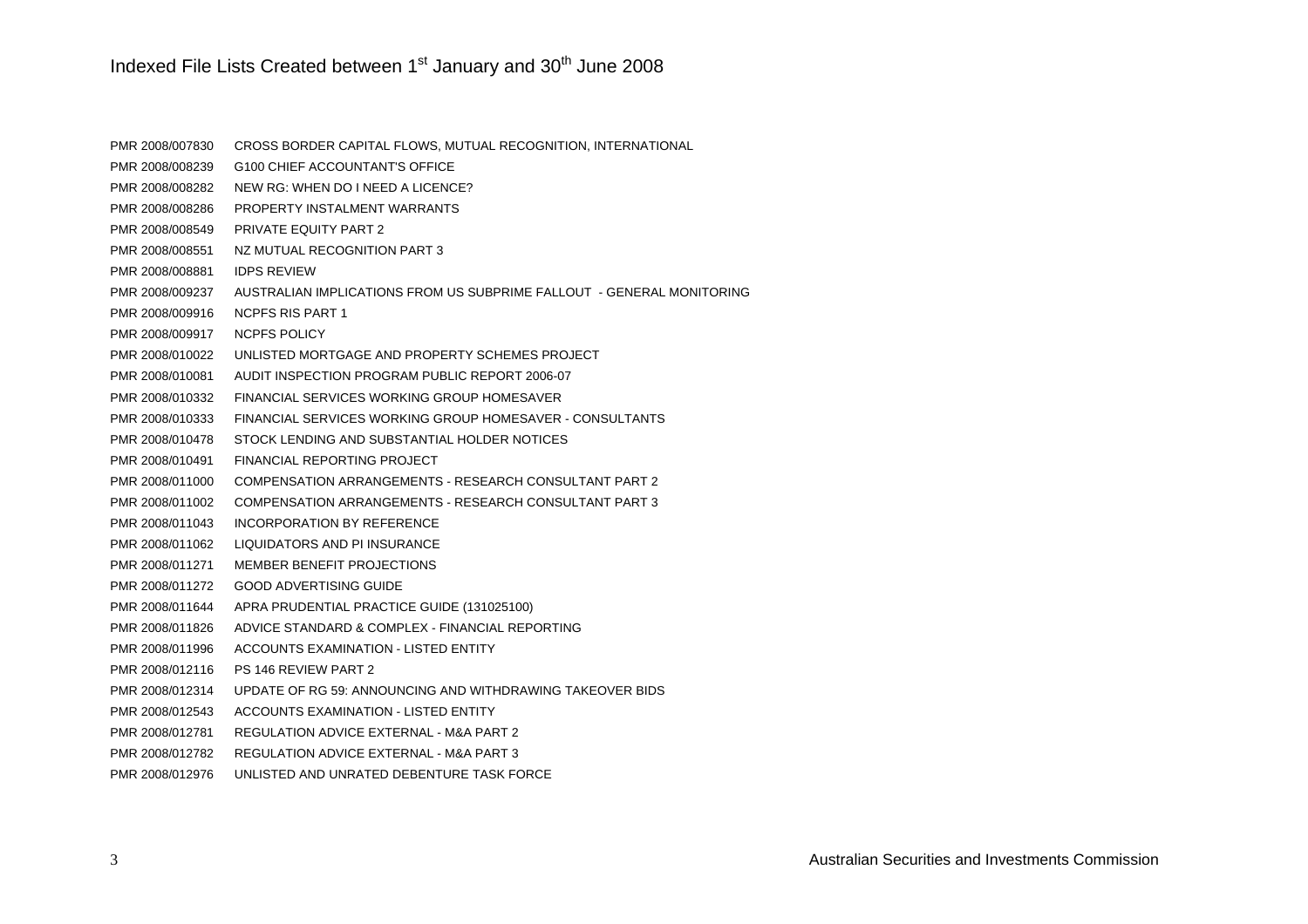# Indexed File Lists Created between 1st January and 30th June 2008

| | |
|---|---|
| PMR 2008/007830 | CROSS BORDER CAPITAL FLOWS, MUTUAL RECOGNITION, INTERNATIONAL |
| PMR 2008/008239 | G100 CHIEF ACCOUNTANT'S OFFICE |
| PMR 2008/008282 | NEW RG: WHEN DO I NEED A LICENCE? |
| PMR 2008/008286 | PROPERTY INSTALMENT WARRANTS |
| PMR 2008/008549 | PRIVATE EQUITY PART 2 |
| PMR 2008/008551 | NZ MUTUAL RECOGNITION PART 3 |
| PMR 2008/008881 | IDPS REVIEW |
| PMR 2008/009237 | AUSTRALIAN IMPLICATIONS FROM US SUBPRIME FALLOUT - GENERAL MONITORING |
| PMR 2008/009916 | NCPFS RIS PART 1 |
| PMR 2008/009917 | NCPFS POLICY |
| PMR 2008/010022 | UNLISTED MORTGAGE AND PROPERTY SCHEMES PROJECT |
| PMR 2008/010081 | AUDIT INSPECTION PROGRAM PUBLIC REPORT 2006-07 |
| PMR 2008/010332 | FINANCIAL SERVICES WORKING GROUP HOMESAVER |
| PMR 2008/010333 | FINANCIAL SERVICES WORKING GROUP HOMESAVER - CONSULTANTS |
| PMR 2008/010478 | STOCK LENDING AND SUBSTANTIAL HOLDER NOTICES |
| PMR 2008/010491 | FINANCIAL REPORTING PROJECT |
| PMR 2008/011000 | COMPENSATION ARRANGEMENTS - RESEARCH CONSULTANT PART 2 |
| PMR 2008/011002 | COMPENSATION ARRANGEMENTS - RESEARCH CONSULTANT PART 3 |
| PMR 2008/011043 | INCORPORATION BY REFERENCE |
| PMR 2008/011062 | LIQUIDATORS AND PI INSURANCE |
| PMR 2008/011271 | MEMBER BENEFIT PROJECTIONS |
| PMR 2008/011272 | GOOD ADVERTISING GUIDE |
| PMR 2008/011644 | APRA PRUDENTIAL PRACTICE GUIDE (131025100) |
| PMR 2008/011826 | ADVICE STANDARD & COMPLEX - FINANCIAL REPORTING |
| PMR 2008/011996 | ACCOUNTS EXAMINATION - LISTED ENTITY |
| PMR 2008/012116 | PS 146 REVIEW PART 2 |
| PMR 2008/012314 | UPDATE OF RG 59: ANNOUNCING AND WITHDRAWING TAKEOVER BIDS |
| PMR 2008/012543 | ACCOUNTS EXAMINATION - LISTED ENTITY |
| PMR 2008/012781 | REGULATION ADVICE EXTERNAL - M&A PART 2 |
| PMR 2008/012782 | REGULATION ADVICE EXTERNAL - M&A PART 3 |
| PMR 2008/012976 | UNLISTED AND UNRATED DEBENTURE TASK FORCE |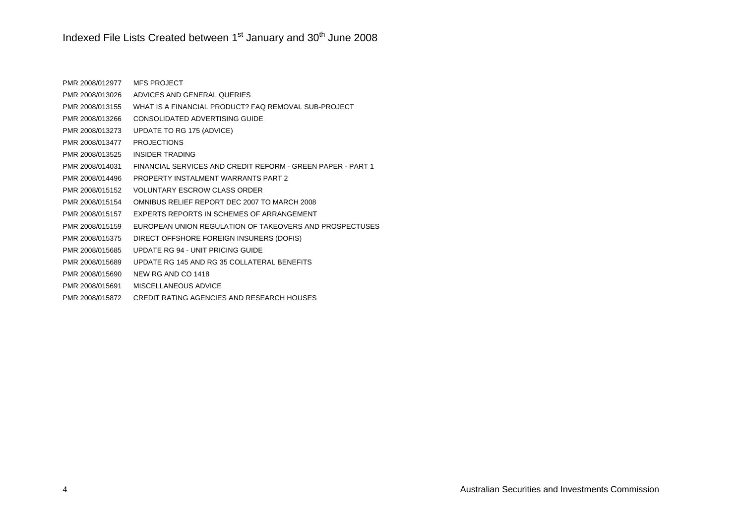# Indexed File Lists Created between 1st January and 30th June 2008

| | |
|---|---|
| PMR 2008/012977 | MFS PROJECT |
| PMR 2008/013026 | ADVICES AND GENERAL QUERIES |
| PMR 2008/013155 | WHAT IS A FINANCIAL PRODUCT? FAQ REMOVAL SUB-PROJECT |
| PMR 2008/013266 | CONSOLIDATED ADVERTISING GUIDE |
| PMR 2008/013273 | UPDATE TO RG 175 (ADVICE) |
| PMR 2008/013477 | PROJECTIONS |
| PMR 2008/013525 | INSIDER TRADING |
| PMR 2008/014031 | FINANCIAL SERVICES AND CREDIT REFORM - GREEN PAPER - PART 1 |
| PMR 2008/014496 | PROPERTY INSTALMENT WARRANTS PART 2 |
| PMR 2008/015152 | VOLUNTARY ESCROW CLASS ORDER |
| PMR 2008/015154 | OMNIBUS RELIEF REPORT DEC 2007 TO MARCH 2008 |
| PMR 2008/015157 | EXPERTS REPORTS IN SCHEMES OF ARRANGEMENT |
| PMR 2008/015159 | EUROPEAN UNION REGULATION OF TAKEOVERS AND PROSPECTUSES |
| PMR 2008/015375 | DIRECT OFFSHORE FOREIGN INSURERS (DOFIS) |
| PMR 2008/015685 | UPDATE RG 94 - UNIT PRICING GUIDE |
| PMR 2008/015689 | UPDATE RG 145 AND RG 35 COLLATERAL BENEFITS |
| PMR 2008/015690 | NEW RG AND CO 1418 |
| PMR 2008/015691 | MISCELLANEOUS ADVICE |
| PMR 2008/015872 | CREDIT RATING AGENCIES AND RESEARCH HOUSES |